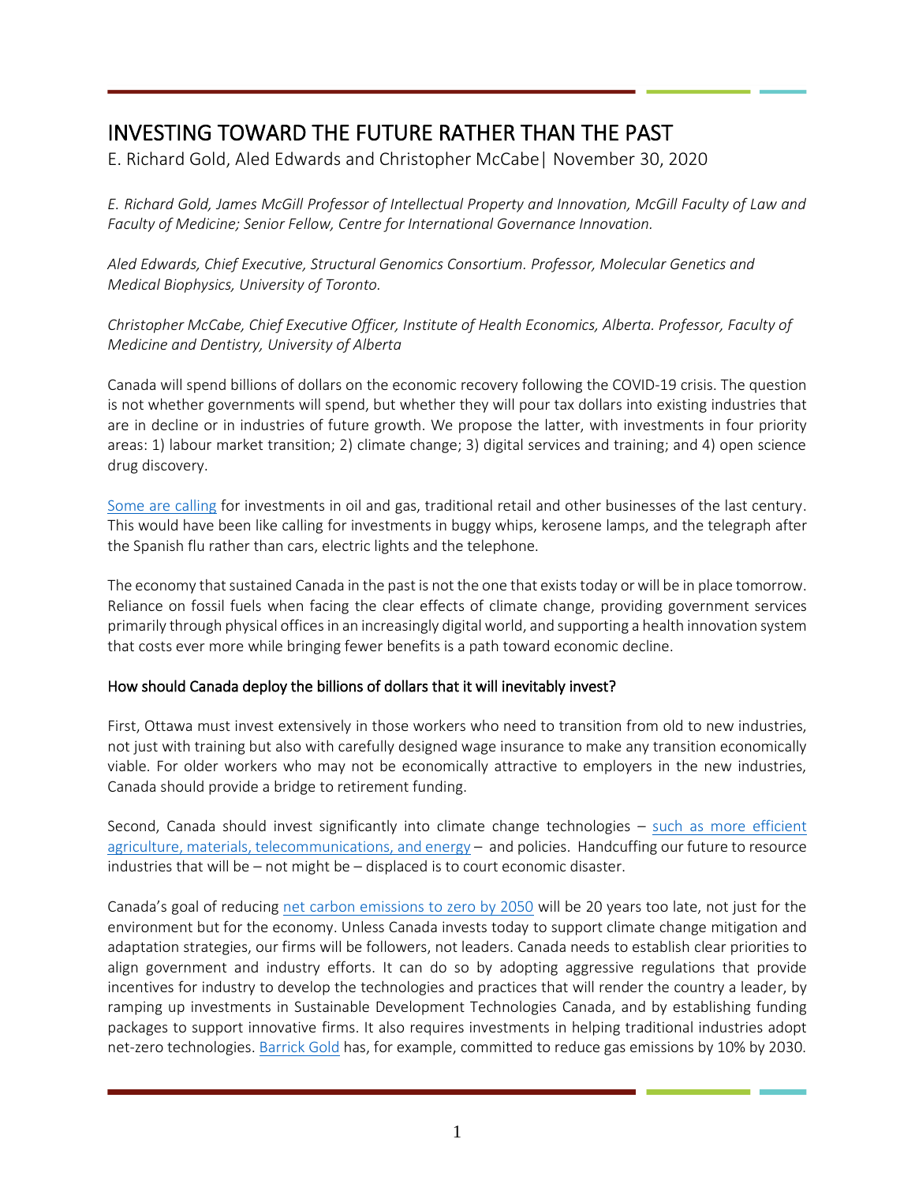# INVESTING TOWARD THE FUTURE RATHER THAN THE PAST

E. Richard Gold, Aled Edwards and Christopher McCabe| November 30, 2020

*E. Richard Gold, James McGill Professor of Intellectual Property and Innovation, McGill Faculty of Law and Faculty of Medicine; Senior Fellow, Centre for International Governance Innovation.*

*Aled Edwards, Chief Executive, Structural Genomics Consortium. Professor, Molecular Genetics and Medical Biophysics, University of Toronto.*

*Christopher McCabe, Chief Executive Officer, Institute of Health Economics, Alberta. Professor, Faculty of Medicine and Dentistry, University of Alberta*

Canada will spend billions of dollars on the economic recovery following the COVID-19 crisis. The question is not whether governments will spend, but whether they will pour tax dollars into existing industries that are in decline or in industries of future growth. We propose the latter, with investments in four priority areas: 1) labour market transition; 2) climate change; 3) digital services and training; and 4) open science drug discovery.

Some are calling for investments in oil and gas, traditional retail and other businesses of the last century. This would have been like calling for investments in buggy whips, kerosene lamps, and the telegraph after the Spanish flu rather than cars, electric lights and the telephone.

The economy that sustained Canada in the past is not the one that exists today or will be in place tomorrow. Reliance on fossil fuels when facing the clear effects of climate change, providing government services primarily through physical offices in an increasingly digital world, and supporting a health innovation system that costs ever more while bringing fewer benefits is a path toward economic decline.

## How should Canada deploy the billions of dollars that it will inevitably invest?

First, Ottawa must invest extensively in those workers who need to transition from old to new industries, not just with training but also with carefully designed wage insurance to make any transition economically viable. For older workers who may not be economically attractive to employers in the new industries, Canada should provide a bridge to retirement funding.

Second, Canada should invest significantly into climate change technologies – such as more efficient agriculture, materials, telecommunications, and energy – and policies. Handcuffing our future to resource industries that will be – not might be – displaced is to court economic disaster.

Canada's goal of reducing net carbon emissions to zero by 2050 will be 20 years too late, not just for the environment but for the economy. Unless Canada invests today to support climate change mitigation and adaptation strategies, our firms will be followers, not leaders. Canada needs to establish clear priorities to align government and industry efforts. It can do so by adopting aggressive regulations that provide incentives for industry to develop the technologies and practices that will render the country a leader, by ramping up investments in Sustainable Development Technologies Canada, and by establishing funding packages to support innovative firms. It also requires investments in helping traditional industries adopt net-zero technologies. Barrick Gold has, for example, committed to reduce gas emissions by 10% by 2030.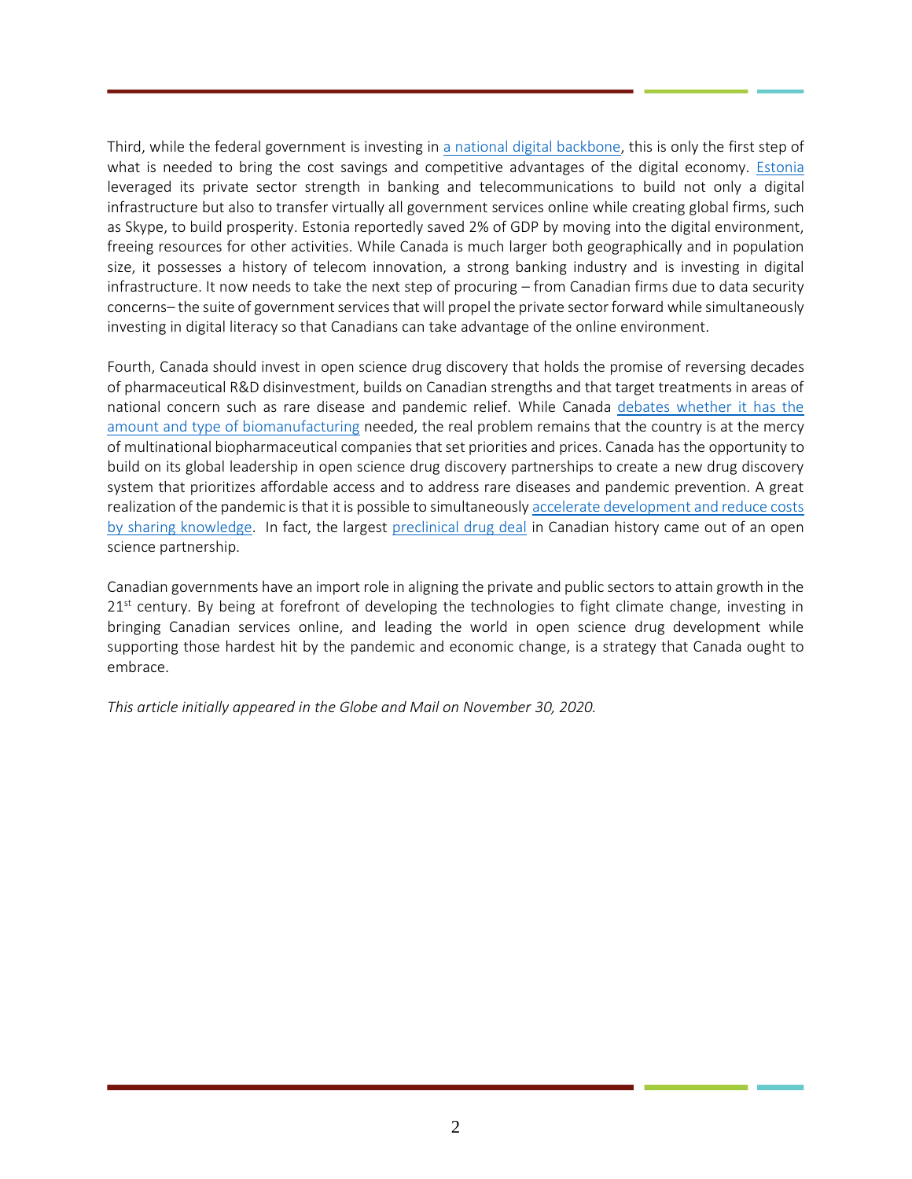Third, while the federal government is investing in a national digital backbone, this is only the first step of what is needed to bring the cost savings and competitive advantages of the digital economy. Estonia leveraged its private sector strength in banking and telecommunications to build not only a digital infrastructure but also to transfer virtually all government services online while creating global firms, such as Skype, to build prosperity. Estonia reportedly saved 2% of GDP by moving into the digital environment, freeing resources for other activities. While Canada is much larger both geographically and in population size, it possesses a history of telecom innovation, a strong banking industry and is investing in digital infrastructure. It now needs to take the next step of procuring – from Canadian firms due to data security concerns– the suite of government services that will propel the private sector forward while simultaneously investing in digital literacy so that Canadians can take advantage of the online environment.

Fourth, Canada should invest in open science drug discovery that holds the promise of reversing decades of pharmaceutical R&D disinvestment, builds on Canadian strengths and that target treatments in areas of national concern such as rare disease and pandemic relief. While Canada debates whether it has the amount and type of biomanufacturing needed, the real problem remains that the country is at the mercy of multinational biopharmaceutical companies that set priorities and prices. Canada has the opportunity to build on its global leadership in open science drug discovery partnerships to create a new drug discovery system that prioritizes affordable access and to address rare diseases and pandemic prevention. A great realization of the pandemic is that it is possible to simultaneously accelerate development and reduce costs by sharing knowledge. In fact, the largest preclinical drug deal in Canadian history came out of an open science partnership.

Canadian governments have an import role in aligning the private and public sectors to attain growth in the 21st century. By being at forefront of developing the technologies to fight climate change, investing in bringing Canadian services online, and leading the world in open science drug development while supporting those hardest hit by the pandemic and economic change, is a strategy that Canada ought to embrace.

*This article initially appeared in the Globe and Mail on November 30, 2020.*